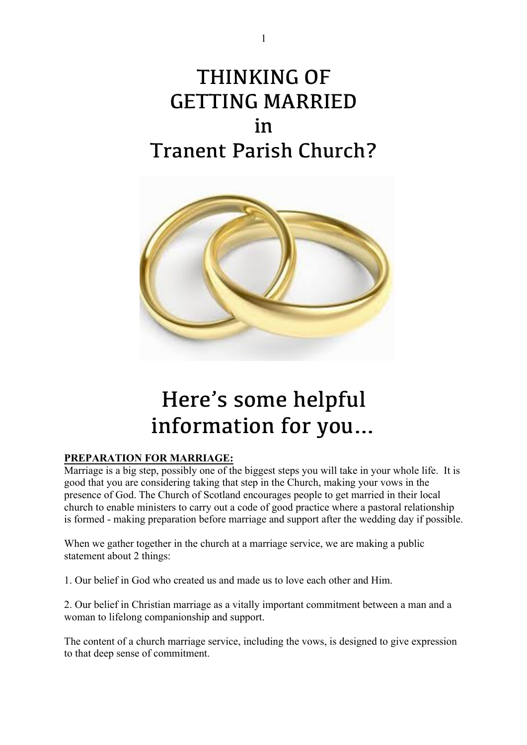# THINKING OF GETTING MARRIED in Tranent Parish Church?

## Here's some helpful information for you…

**PREPARATION FOR MARRIAGE:**

Marriage is a big step, possibly one of the biggest steps you will take in your whole life. It is good that you are considering taking that step in the Church, making your vows in the presence of God. The Church of Scotland encourages people to get married in their local church to enable ministers to carry out a code of good practice where a pastoral relationship is formed - making preparation before marriage and support after the wedding day if possible.

When we gather together in the church at a marriage service, we are making a public statement about 2 things:

1. Our belief in God who created us and made us to love each other and Him.

2. Our belief in Christian marriage as a vitally important commitment between a man and a woman to lifelong companionship and support.

The content of a church marriage service, including the vows, is designed to give expression to that deep sense of commitment.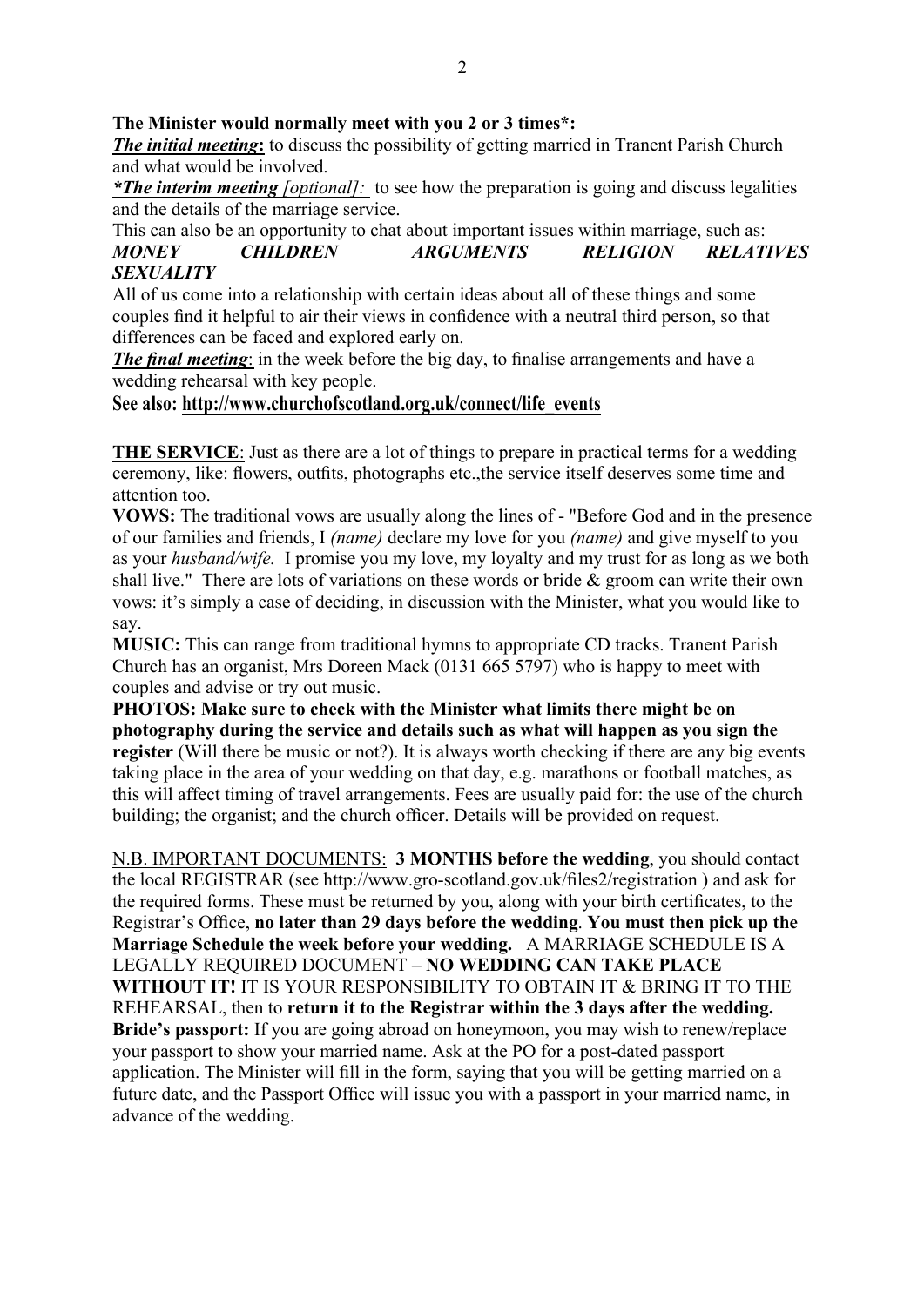**The Minister would normally meet with you 2 or 3 times*:**

***The initial meeting*:** to discuss the possibility of getting married in Tranent Parish Church and what would be involved.

***\*The interim meeting*** *[optional]:* to see how the preparation is going and discuss legalities and the details of the marriage service.

This can also be an opportunity to chat about important issues within marriage, such as:

***MONEY CHILDREN ARGUMENTS RELIGION RELATIVES SEXUALITY***

All of us come into a relationship with certain ideas about all of these things and some couples find it helpful to air their views in confidence with a neutral third person, so that differences can be faced and explored early on.

***The final meeting***: in the week before the big day, to finalise arrangements and have a wedding rehearsal with key people.

**See also: http://www.churchofscotland.org.uk/connect/life_events**

**THE SERVICE**: Just as there are a lot of things to prepare in practical terms for a wedding ceremony, like: flowers, outfits, photographs etc.,the service itself deserves some time and attention too.

**VOWS:** The traditional vows are usually along the lines of - "Before God and in the presence of our families and friends, I *(name)* declare my love for you *(name)* and give myself to you as your *husband/wife.* I promise you my love, my loyalty and my trust for as long as we both shall live." There are lots of variations on these words or bride & groom can write their own vows: it's simply a case of deciding, in discussion with the Minister, what you would like to say.

**MUSIC:** This can range from traditional hymns to appropriate CD tracks. Tranent Parish Church has an organist, Mrs Doreen Mack (0131 665 5797) who is happy to meet with couples and advise or try out music.

**PHOTOS: Make sure to check with the Minister what limits there might be on photography during the service and details such as what will happen as you sign the register** (Will there be music or not?). It is always worth checking if there are any big events taking place in the area of your wedding on that day, e.g. marathons or football matches, as this will affect timing of travel arrangements. Fees are usually paid for: the use of the church building; the organist; and the church officer. Details will be provided on request.

N.B. IMPORTANT DOCUMENTS: **3 MONTHS before the wedding**, you should contact the local REGISTRAR (see http://www.gro-scotland.gov.uk/files2/registration ) and ask for the required forms. These must be returned by you, along with your birth certificates, to the Registrar's Office, **no later than 29 days before the wedding**. **You must then pick up the Marriage Schedule the week before your wedding.** A MARRIAGE SCHEDULE IS A LEGALLY REQUIRED DOCUMENT – **NO WEDDING CAN TAKE PLACE WITHOUT IT!** IT IS YOUR RESPONSIBILITY TO OBTAIN IT & BRING IT TO THE REHEARSAL, then to **return it to the Registrar within the 3 days after the wedding.**

**Bride's passport:** If you are going abroad on honeymoon, you may wish to renew/replace your passport to show your married name. Ask at the PO for a post-dated passport application. The Minister will fill in the form, saying that you will be getting married on a future date, and the Passport Office will issue you with a passport in your married name, in advance of the wedding.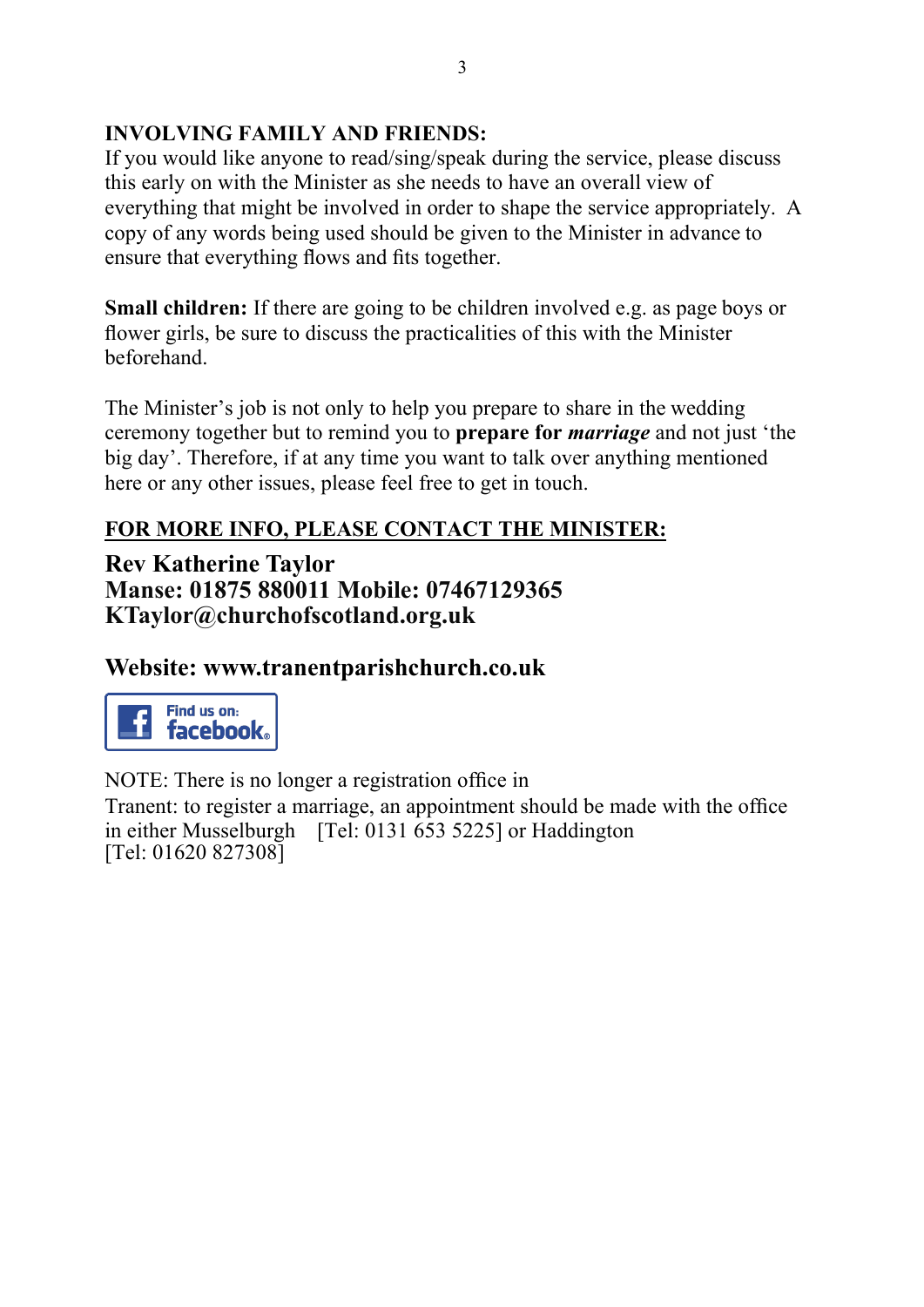**INVOLVING FAMILY AND FRIENDS:**
If you would like anyone to read/sing/speak during the service, please discuss this early on with the Minister as she needs to have an overall view of everything that might be involved in order to shape the service appropriately. A copy of any words being used should be given to the Minister in advance to ensure that everything flows and fits together.

**Small children:** If there are going to be children involved e.g. as page boys or flower girls, be sure to discuss the practicalities of this with the Minister beforehand.

The Minister's job is not only to help you prepare to share in the wedding ceremony together but to remind you to **prepare for *marriage*** and not just 'the big day'. Therefore, if at any time you want to talk over anything mentioned here or any other issues, please feel free to get in touch.

**FOR MORE INFO, PLEASE CONTACT THE MINISTER:**

**Rev Katherine Taylor**
**Manse: 01875 880011 Mobile: 07467129365**
**KTaylor@churchofscotland.org.uk**

**Website: www.tranentparishchurch.co.uk**

Find us on: facebook

NOTE: There is no longer a registration office in Tranent: to register a marriage, an appointment should be made with the office in either Musselburgh [Tel: 0131 653 5225] or Haddington [Tel: 01620 827308]